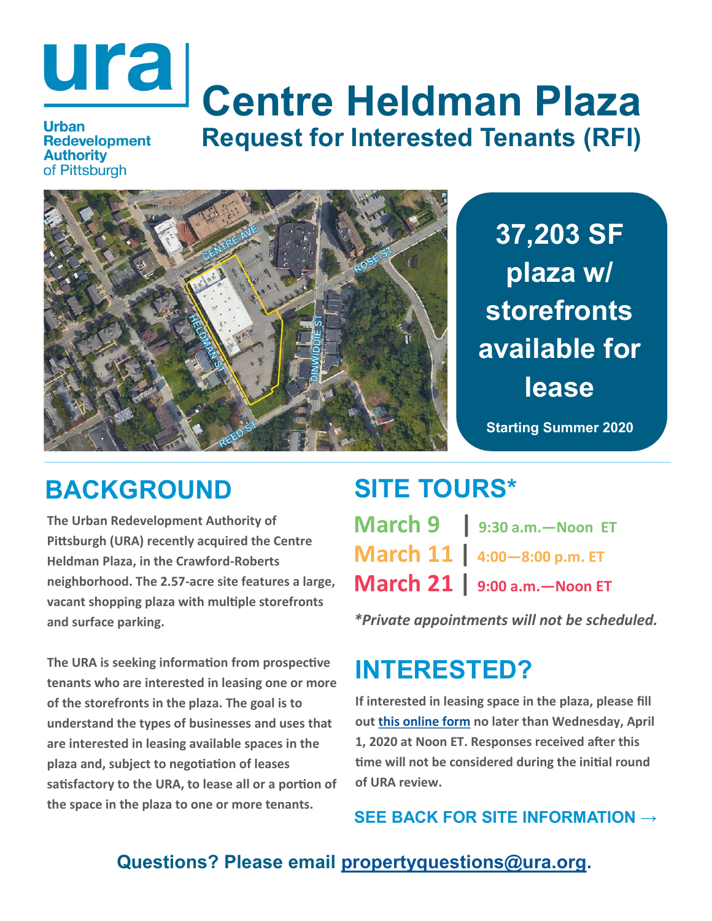**ura**

**Urban Redevelopment Authority** of Pittsburgh

# Centre Heldman Plaza

## Request for Interested Tenants (RFI)

**37,203 SF plaza w/ storefronts available for lease**

**Starting Summer 2020**

## BACKGROUND

**The Urban Redevelopment Authority of Pittsburgh (URA) recently acquired the Centre Heldman Plaza, in the Crawford-Roberts neighborhood. The 2.57-acre site features a large, vacant shopping plaza with multiple storefronts and surface parking.**

**The URA is seeking information from prospective tenants who are interested in leasing one or more of the storefronts in the plaza. The goal is to understand the types of businesses and uses that are interested in leasing available spaces in the plaza and, subject to negotiation of leases satisfactory to the URA, to lease all or a portion of the space in the plaza to one or more tenants.**

## SITE TOURS*

**March 9** | **9:30 a.m.—Noon ET**

**March 11** | **4:00—8:00 p.m. ET**

**March 21** | **9:00 a.m.—Noon ET**

***Private appointments will not be scheduled.***

## INTERESTED?

**If interested in leasing space in the plaza, please fill out this online form no later than Wednesday, April 1, 2020 at Noon ET. Responses received after this time will not be considered during the initial round of URA review.**

**SEE BACK FOR SITE INFORMATION →**

**Questions? Please email propertyquestions@ura.org.**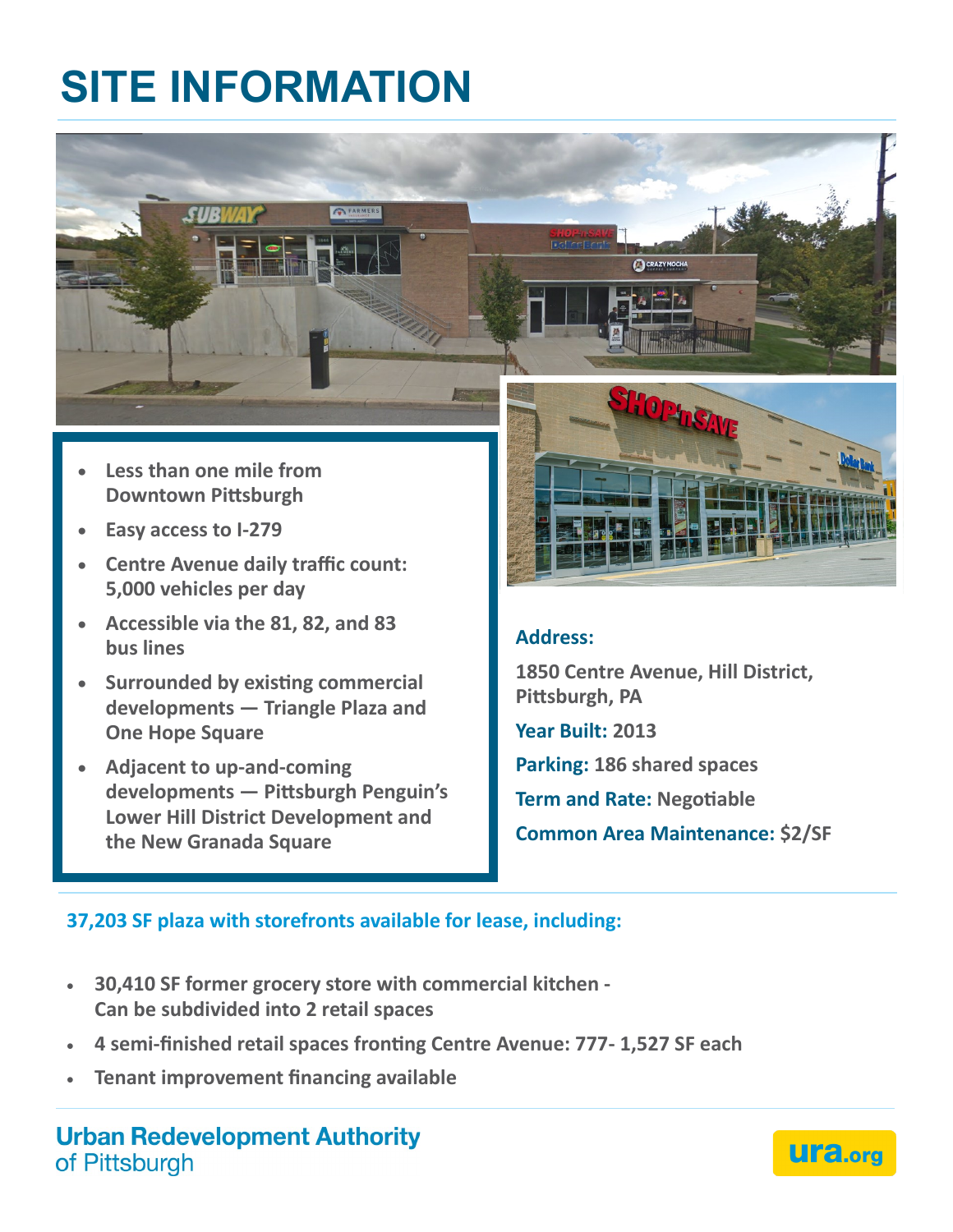# SITE INFORMATION

- Less than one mile from Downtown Pittsburgh
- Easy access to I-279
- Centre Avenue daily traffic count: 5,000 vehicles per day
- Accessible via the 81, 82, and 83 bus lines
- Surrounded by existing commercial developments — Triangle Plaza and One Hope Square
- Adjacent to up-and-coming developments — Pittsburgh Penguin's Lower Hill District Development and the New Granada Square

**Address:**

1850 Centre Avenue, Hill District, Pittsburgh, PA

**Year Built:** 2013

**Parking:** 186 shared spaces

**Term and Rate:** Negotiable

**Common Area Maintenance:** $2/SF

**37,203 SF plaza with storefronts available for lease, including:**

- 30,410 SF former grocery store with commercial kitchen - Can be subdivided into 2 retail spaces
- 4 semi-finished retail spaces fronting Centre Avenue: 777- 1,527 SF each
- Tenant improvement financing available

Urban Redevelopment Authority of Pittsburgh

ura.org